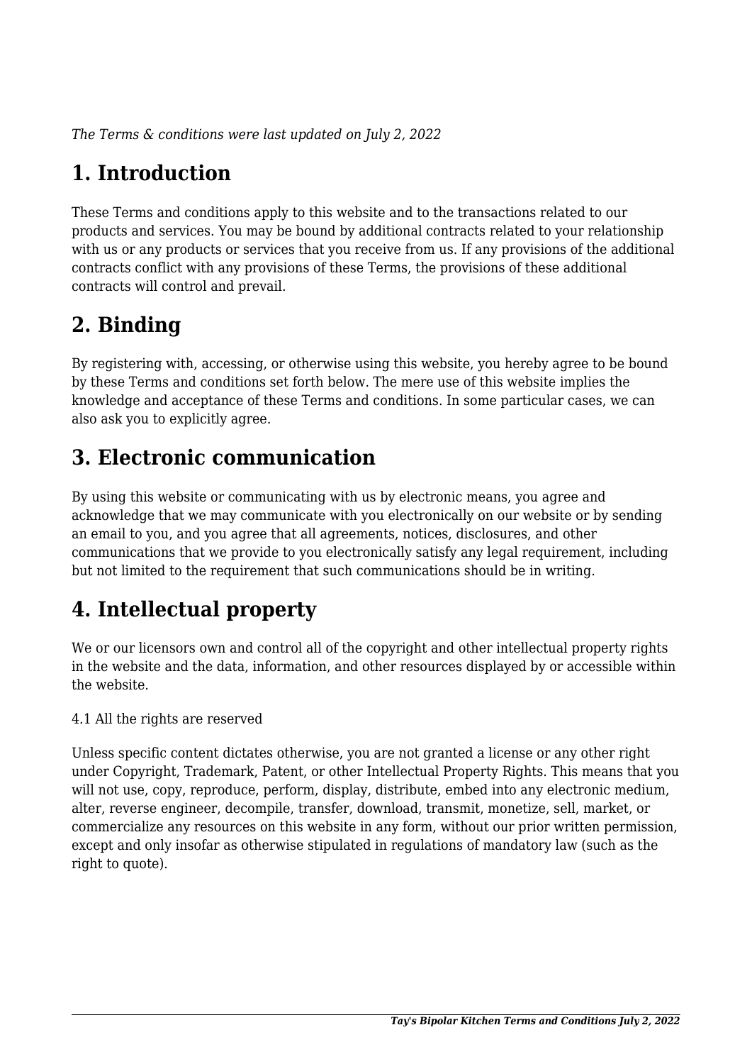*The Terms & conditions were last updated on July 2, 2022*

# 1. Introduction

These Terms and conditions apply to this website and to the transactions related to our products and services. You may be bound by additional contracts related to your relationship with us or any products or services that you receive from us. If any provisions of the additional contracts conflict with any provisions of these Terms, the provisions of these additional contracts will control and prevail.

# 2. Binding

By registering with, accessing, or otherwise using this website, you hereby agree to be bound by these Terms and conditions set forth below. The mere use of this website implies the knowledge and acceptance of these Terms and conditions. In some particular cases, we can also ask you to explicitly agree.

# 3. Electronic communication

By using this website or communicating with us by electronic means, you agree and acknowledge that we may communicate with you electronically on our website or by sending an email to you, and you agree that all agreements, notices, disclosures, and other communications that we provide to you electronically satisfy any legal requirement, including but not limited to the requirement that such communications should be in writing.

# 4. Intellectual property

We or our licensors own and control all of the copyright and other intellectual property rights in the website and the data, information, and other resources displayed by or accessible within the website.

4.1 All the rights are reserved

Unless specific content dictates otherwise, you are not granted a license or any other right under Copyright, Trademark, Patent, or other Intellectual Property Rights. This means that you will not use, copy, reproduce, perform, display, distribute, embed into any electronic medium, alter, reverse engineer, decompile, transfer, download, transmit, monetize, sell, market, or commercialize any resources on this website in any form, without our prior written permission, except and only insofar as otherwise stipulated in regulations of mandatory law (such as the right to quote).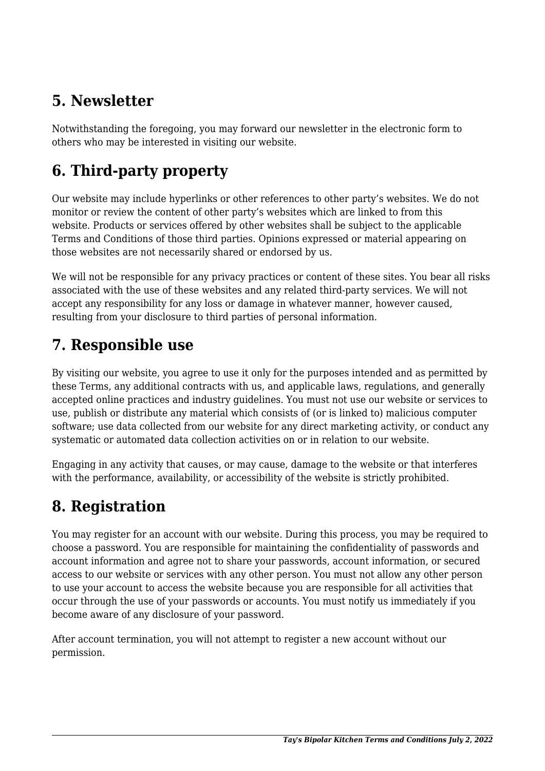## 5. Newsletter

Notwithstanding the foregoing, you may forward our newsletter in the electronic form to others who may be interested in visiting our website.

## 6. Third-party property

Our website may include hyperlinks or other references to other party's websites. We do not monitor or review the content of other party's websites which are linked to from this website. Products or services offered by other websites shall be subject to the applicable Terms and Conditions of those third parties. Opinions expressed or material appearing on those websites are not necessarily shared or endorsed by us.

We will not be responsible for any privacy practices or content of these sites. You bear all risks associated with the use of these websites and any related third-party services. We will not accept any responsibility for any loss or damage in whatever manner, however caused, resulting from your disclosure to third parties of personal information.

## 7. Responsible use

By visiting our website, you agree to use it only for the purposes intended and as permitted by these Terms, any additional contracts with us, and applicable laws, regulations, and generally accepted online practices and industry guidelines. You must not use our website or services to use, publish or distribute any material which consists of (or is linked to) malicious computer software; use data collected from our website for any direct marketing activity, or conduct any systematic or automated data collection activities on or in relation to our website.

Engaging in any activity that causes, or may cause, damage to the website or that interferes with the performance, availability, or accessibility of the website is strictly prohibited.

## 8. Registration

You may register for an account with our website. During this process, you may be required to choose a password. You are responsible for maintaining the confidentiality of passwords and account information and agree not to share your passwords, account information, or secured access to our website or services with any other person. You must not allow any other person to use your account to access the website because you are responsible for all activities that occur through the use of your passwords or accounts. You must notify us immediately if you become aware of any disclosure of your password.

After account termination, you will not attempt to register a new account without our permission.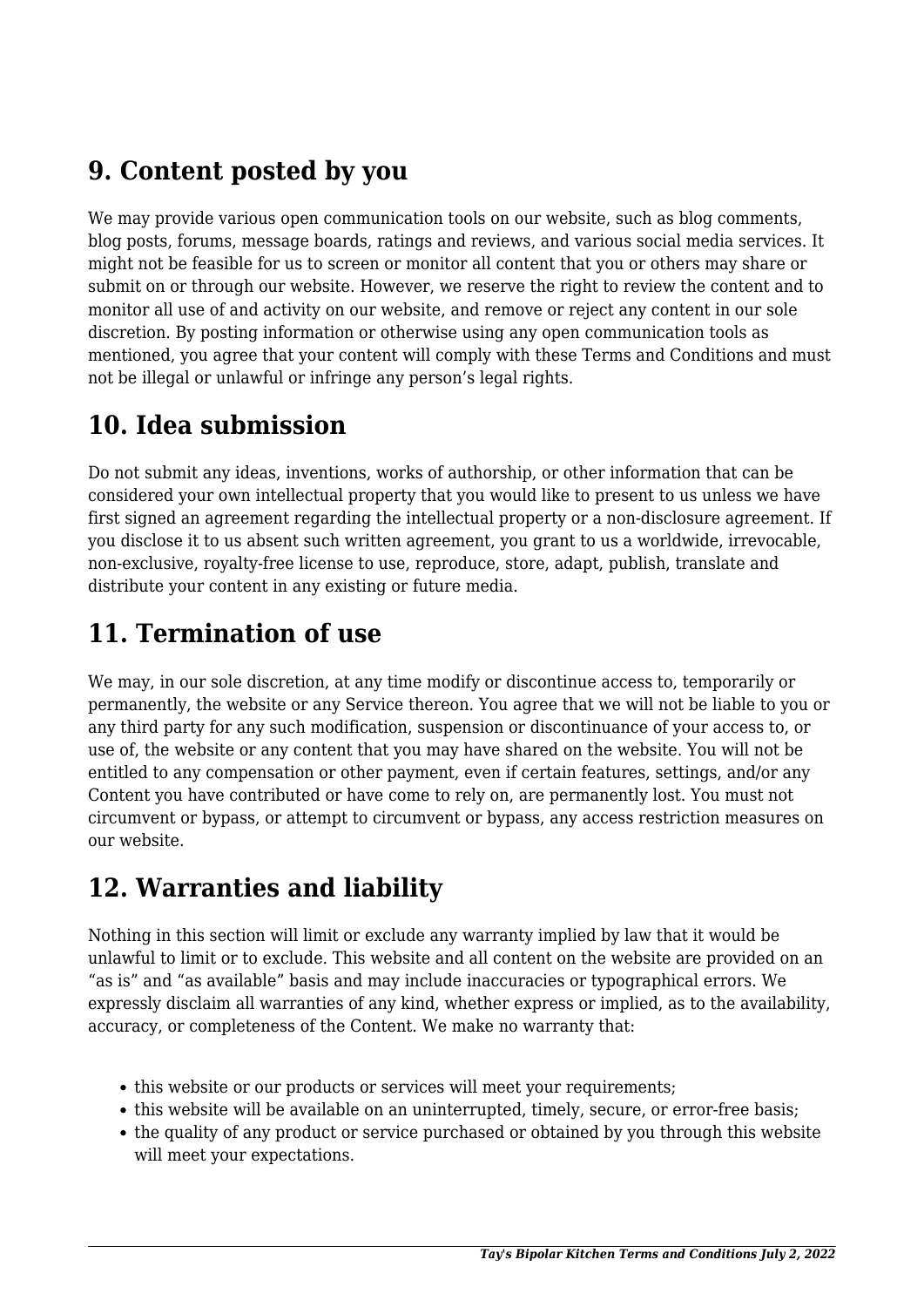## 9. Content posted by you

We may provide various open communication tools on our website, such as blog comments, blog posts, forums, message boards, ratings and reviews, and various social media services. It might not be feasible for us to screen or monitor all content that you or others may share or submit on or through our website. However, we reserve the right to review the content and to monitor all use of and activity on our website, and remove or reject any content in our sole discretion. By posting information or otherwise using any open communication tools as mentioned, you agree that your content will comply with these Terms and Conditions and must not be illegal or unlawful or infringe any person's legal rights.

## 10. Idea submission

Do not submit any ideas, inventions, works of authorship, or other information that can be considered your own intellectual property that you would like to present to us unless we have first signed an agreement regarding the intellectual property or a non-disclosure agreement. If you disclose it to us absent such written agreement, you grant to us a worldwide, irrevocable, non-exclusive, royalty-free license to use, reproduce, store, adapt, publish, translate and distribute your content in any existing or future media.

## 11. Termination of use

We may, in our sole discretion, at any time modify or discontinue access to, temporarily or permanently, the website or any Service thereon. You agree that we will not be liable to you or any third party for any such modification, suspension or discontinuance of your access to, or use of, the website or any content that you may have shared on the website. You will not be entitled to any compensation or other payment, even if certain features, settings, and/or any Content you have contributed or have come to rely on, are permanently lost. You must not circumvent or bypass, or attempt to circumvent or bypass, any access restriction measures on our website.

## 12. Warranties and liability

Nothing in this section will limit or exclude any warranty implied by law that it would be unlawful to limit or to exclude. This website and all content on the website are provided on an "as is" and "as available" basis and may include inaccuracies or typographical errors. We expressly disclaim all warranties of any kind, whether express or implied, as to the availability, accuracy, or completeness of the Content. We make no warranty that:

- this website or our products or services will meet your requirements;
- this website will be available on an uninterrupted, timely, secure, or error-free basis;
- the quality of any product or service purchased or obtained by you through this website will meet your expectations.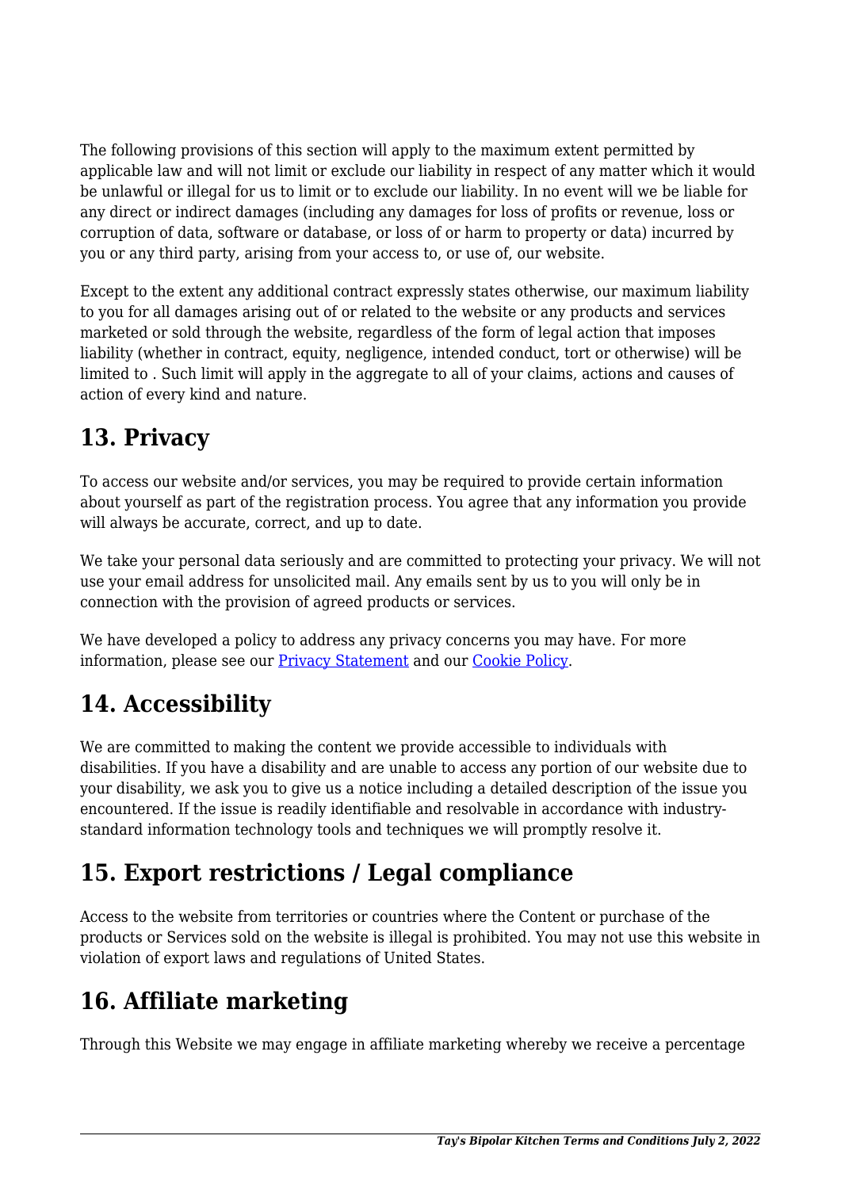The following provisions of this section will apply to the maximum extent permitted by applicable law and will not limit or exclude our liability in respect of any matter which it would be unlawful or illegal for us to limit or to exclude our liability. In no event will we be liable for any direct or indirect damages (including any damages for loss of profits or revenue, loss or corruption of data, software or database, or loss of or harm to property or data) incurred by you or any third party, arising from your access to, or use of, our website.

Except to the extent any additional contract expressly states otherwise, our maximum liability to you for all damages arising out of or related to the website or any products and services marketed or sold through the website, regardless of the form of legal action that imposes liability (whether in contract, equity, negligence, intended conduct, tort or otherwise) will be limited to . Such limit will apply in the aggregate to all of your claims, actions and causes of action of every kind and nature.

## 13. Privacy

To access our website and/or services, you may be required to provide certain information about yourself as part of the registration process. You agree that any information you provide will always be accurate, correct, and up to date.

We take your personal data seriously and are committed to protecting your privacy. We will not use your email address for unsolicited mail. Any emails sent by us to you will only be in connection with the provision of agreed products or services.

We have developed a policy to address any privacy concerns you may have. For more information, please see our [Privacy Statement]() and our [Cookie Policy]().

## 14. Accessibility

We are committed to making the content we provide accessible to individuals with disabilities. If you have a disability and are unable to access any portion of our website due to your disability, we ask you to give us a notice including a detailed description of the issue you encountered. If the issue is readily identifiable and resolvable in accordance with industry-standard information technology tools and techniques we will promptly resolve it.

## 15. Export restrictions / Legal compliance

Access to the website from territories or countries where the Content or purchase of the products or Services sold on the website is illegal is prohibited. You may not use this website in violation of export laws and regulations of United States.

## 16. Affiliate marketing

Through this Website we may engage in affiliate marketing whereby we receive a percentage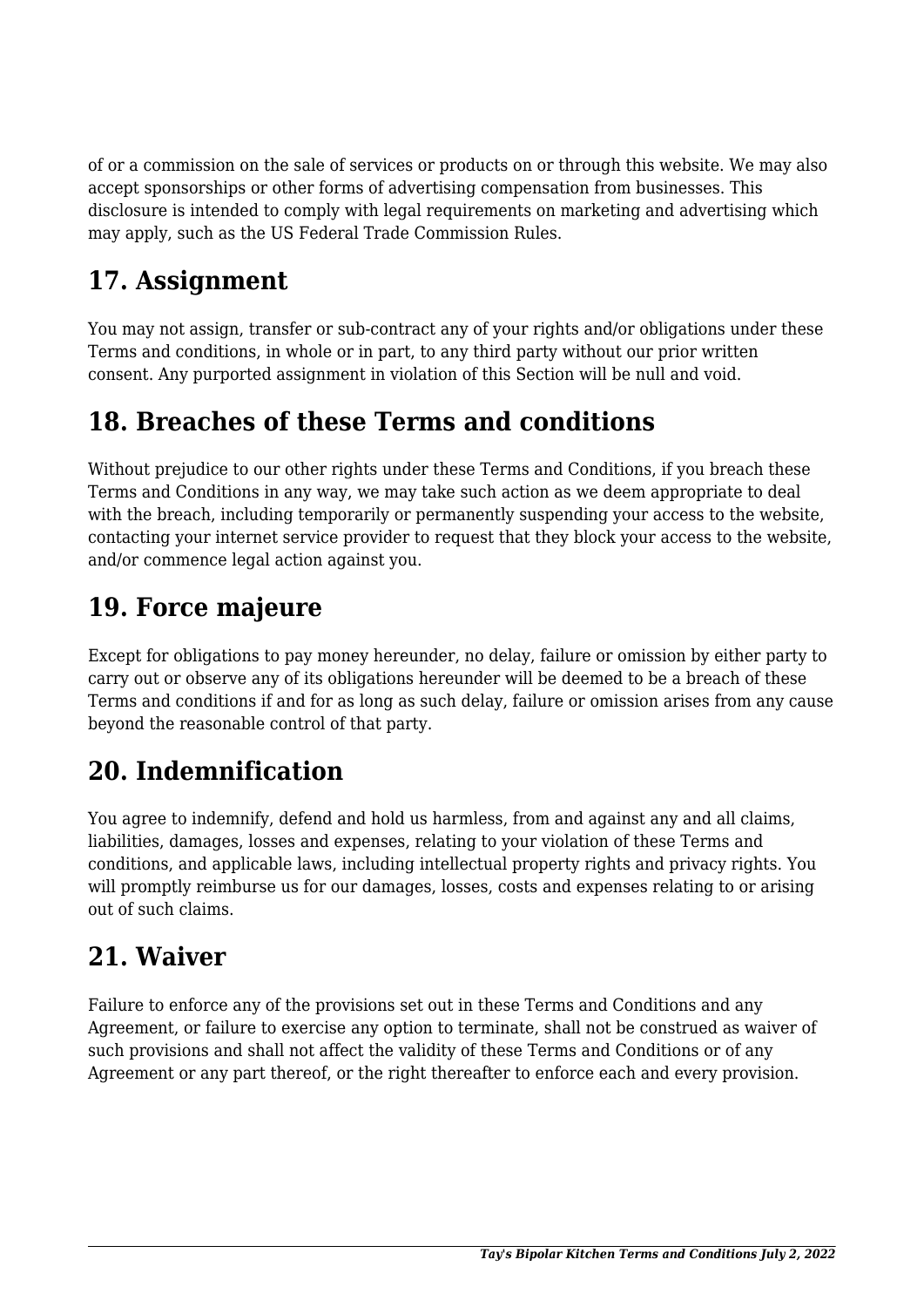of or a commission on the sale of services or products on or through this website. We may also accept sponsorships or other forms of advertising compensation from businesses. This disclosure is intended to comply with legal requirements on marketing and advertising which may apply, such as the US Federal Trade Commission Rules.

## 17. Assignment

You may not assign, transfer or sub-contract any of your rights and/or obligations under these Terms and conditions, in whole or in part, to any third party without our prior written consent. Any purported assignment in violation of this Section will be null and void.

## 18. Breaches of these Terms and conditions

Without prejudice to our other rights under these Terms and Conditions, if you breach these Terms and Conditions in any way, we may take such action as we deem appropriate to deal with the breach, including temporarily or permanently suspending your access to the website, contacting your internet service provider to request that they block your access to the website, and/or commence legal action against you.

## 19. Force majeure

Except for obligations to pay money hereunder, no delay, failure or omission by either party to carry out or observe any of its obligations hereunder will be deemed to be a breach of these Terms and conditions if and for as long as such delay, failure or omission arises from any cause beyond the reasonable control of that party.

## 20. Indemnification

You agree to indemnify, defend and hold us harmless, from and against any and all claims, liabilities, damages, losses and expenses, relating to your violation of these Terms and conditions, and applicable laws, including intellectual property rights and privacy rights. You will promptly reimburse us for our damages, losses, costs and expenses relating to or arising out of such claims.

## 21. Waiver

Failure to enforce any of the provisions set out in these Terms and Conditions and any Agreement, or failure to exercise any option to terminate, shall not be construed as waiver of such provisions and shall not affect the validity of these Terms and Conditions or of any Agreement or any part thereof, or the right thereafter to enforce each and every provision.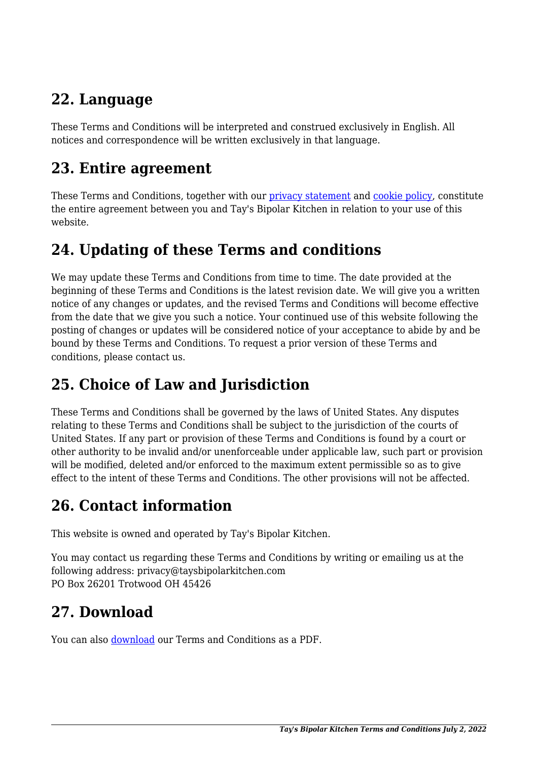## 22. Language

These Terms and Conditions will be interpreted and construed exclusively in English. All notices and correspondence will be written exclusively in that language.

## 23. Entire agreement

These Terms and Conditions, together with our privacy statement and cookie policy, constitute the entire agreement between you and Tay's Bipolar Kitchen in relation to your use of this website.

## 24. Updating of these Terms and conditions

We may update these Terms and Conditions from time to time. The date provided at the beginning of these Terms and Conditions is the latest revision date. We will give you a written notice of any changes or updates, and the revised Terms and Conditions will become effective from the date that we give you such a notice. Your continued use of this website following the posting of changes or updates will be considered notice of your acceptance to abide by and be bound by these Terms and Conditions. To request a prior version of these Terms and conditions, please contact us.

## 25. Choice of Law and Jurisdiction

These Terms and Conditions shall be governed by the laws of United States. Any disputes relating to these Terms and Conditions shall be subject to the jurisdiction of the courts of United States. If any part or provision of these Terms and Conditions is found by a court or other authority to be invalid and/or unenforceable under applicable law, such part or provision will be modified, deleted and/or enforced to the maximum extent permissible so as to give effect to the intent of these Terms and Conditions. The other provisions will not be affected.

## 26. Contact information

This website is owned and operated by Tay's Bipolar Kitchen.

You may contact us regarding these Terms and Conditions by writing or emailing us at the following address: privacy@taysbipolarkitchen.com
PO Box 26201 Trotwood OH 45426

## 27. Download

You can also download our Terms and Conditions as a PDF.